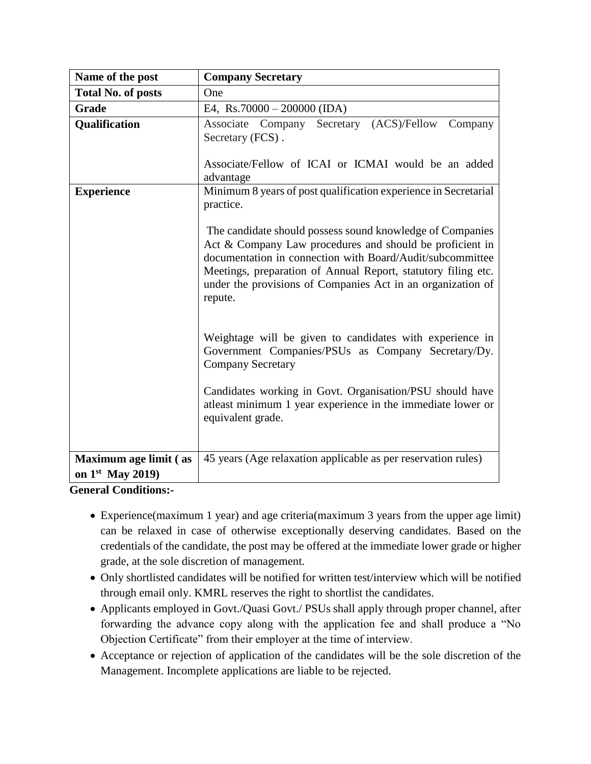| Name of the post | Company Secretary |
|---|---|
| Total No. of posts | One |
| Grade | E4, Rs.70000 – 200000 (IDA) |
| Qualification | Associate Company Secretary (ACS)/Fellow Company Secretary (FCS) .<br><br>Associate/Fellow of ICAI or ICMAI would be an added advantage |
| Experience | Minimum 8 years of post qualification experience in Secretarial practice.<br><br>The candidate should possess sound knowledge of Companies Act & Company Law procedures and should be proficient in documentation in connection with Board/Audit/subcommittee Meetings, preparation of Annual Report, statutory filing etc. under the provisions of Companies Act in an organization of repute.<br><br>Weightage will be given to candidates with experience in Government Companies/PSUs as Company Secretary/Dy. Company Secretary<br><br>Candidates working in Govt. Organisation/PSU should have atleast minimum 1 year experience in the immediate lower or equivalent grade. |
| Maximum age limit ( as on 1st May 2019) | 45 years (Age relaxation applicable as per reservation rules) |

**General Conditions:-**

- Experience(maximum 1 year) and age criteria(maximum 3 years from the upper age limit) can be relaxed in case of otherwise exceptionally deserving candidates. Based on the credentials of the candidate, the post may be offered at the immediate lower grade or higher grade, at the sole discretion of management.
- Only shortlisted candidates will be notified for written test/interview which will be notified through email only. KMRL reserves the right to shortlist the candidates.
- Applicants employed in Govt./Quasi Govt./ PSUs shall apply through proper channel, after forwarding the advance copy along with the application fee and shall produce a "No Objection Certificate" from their employer at the time of interview.
- Acceptance or rejection of application of the candidates will be the sole discretion of the Management. Incomplete applications are liable to be rejected.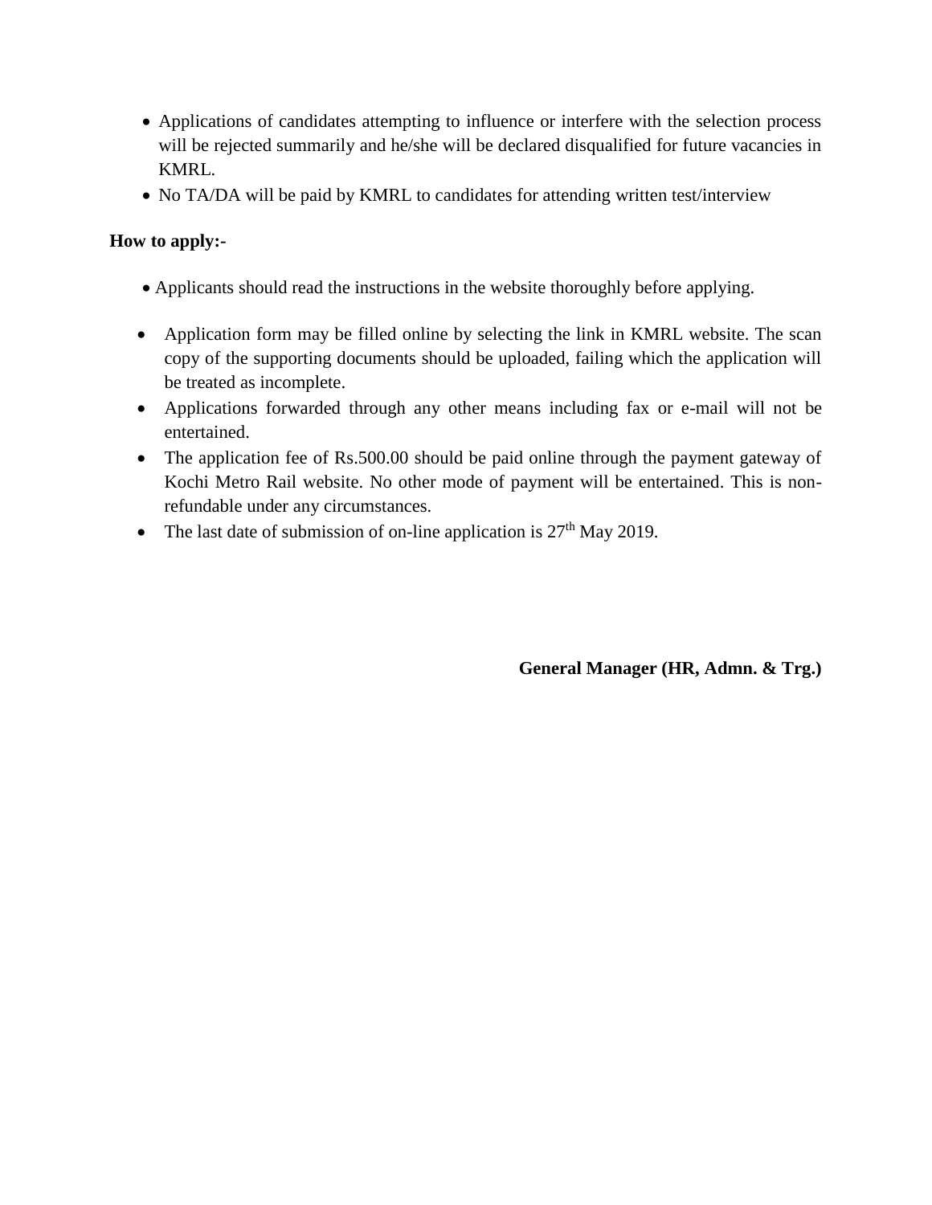- Applications of candidates attempting to influence or interfere with the selection process will be rejected summarily and he/she will be declared disqualified for future vacancies in KMRL.
- No TA/DA will be paid by KMRL to candidates for attending written test/interview

**How to apply:-**

- Applicants should read the instructions in the website thoroughly before applying.

- Application form may be filled online by selecting the link in KMRL website. The scan copy of the supporting documents should be uploaded, failing which the application will be treated as incomplete.
- Applications forwarded through any other means including fax or e-mail will not be entertained.
- The application fee of Rs.500.00 should be paid online through the payment gateway of Kochi Metro Rail website. No other mode of payment will be entertained. This is non-refundable under any circumstances.
- The last date of submission of on-line application is 27th May 2019.

**General Manager (HR, Admn. & Trg.)**